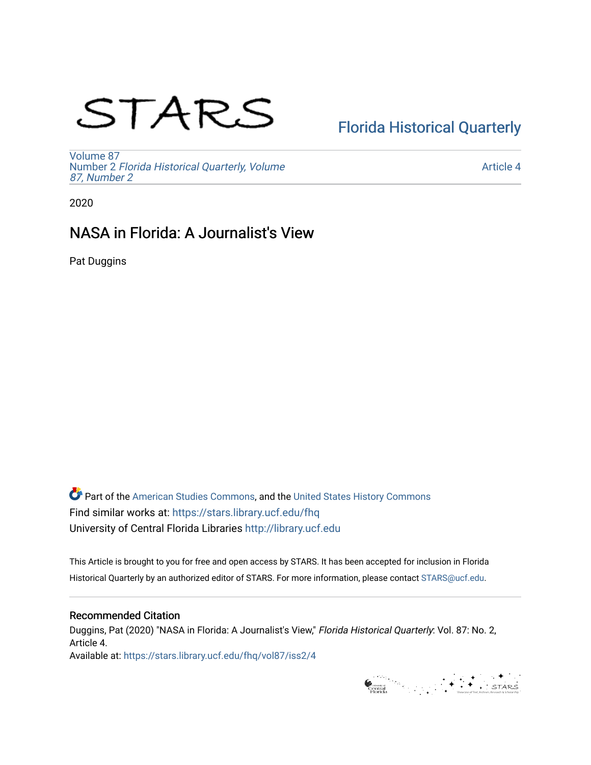STARS

Florida Historical Quarterly

Volume 87
Number 2 *Florida Historical Quarterly, Volume 87, Number 2*

Article 4

2020

# NASA in Florida: A Journalist's View

Pat Duggins

Part of the American Studies Commons, and the United States History Commons
Find similar works at: https://stars.library.ucf.edu/fhq
University of Central Florida Libraries http://library.ucf.edu

This Article is brought to you for free and open access by STARS. It has been accepted for inclusion in Florida Historical Quarterly by an authorized editor of STARS. For more information, please contact STARS@ucf.edu.

## Recommended Citation

Duggins, Pat (2020) "NASA in Florida: A Journalist's View," *Florida Historical Quarterly*: Vol. 87: No. 2, Article 4.
Available at: https://stars.library.ucf.edu/fhq/vol87/iss2/4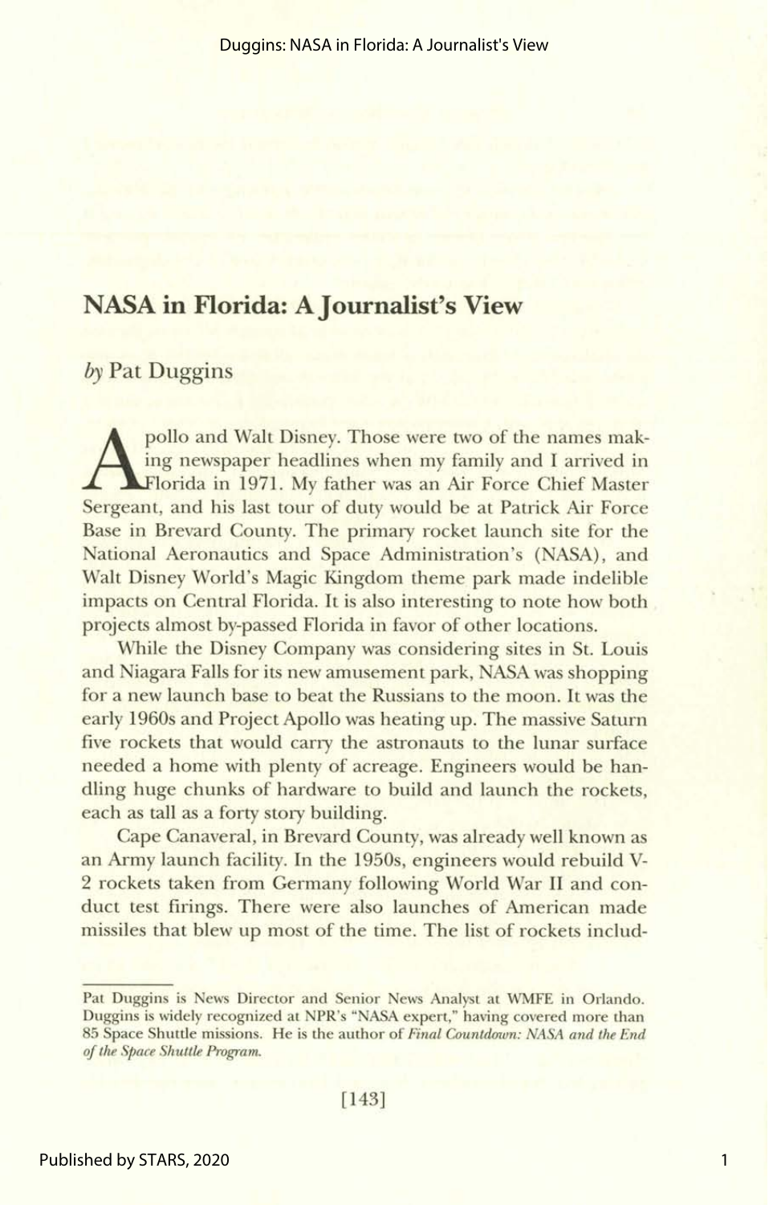# NASA in Florida: A Journalist's View

*by* Pat Duggins

Apollo and Walt Disney. Those were two of the names making newspaper headlines when my family and I arrived in Florida in 1971. My father was an Air Force Chief Master Sergeant, and his last tour of duty would be at Patrick Air Force Base in Brevard County. The primary rocket launch site for the National Aeronautics and Space Administration's (NASA), and Walt Disney World's Magic Kingdom theme park made indelible impacts on Central Florida. It is also interesting to note how both projects almost by-passed Florida in favor of other locations.

While the Disney Company was considering sites in St. Louis and Niagara Falls for its new amusement park, NASA was shopping for a new launch base to beat the Russians to the moon. It was the early 1960s and Project Apollo was heating up. The massive Saturn five rockets that would carry the astronauts to the lunar surface needed a home with plenty of acreage. Engineers would be handling huge chunks of hardware to build and launch the rockets, each as tall as a forty story building.

Cape Canaveral, in Brevard County, was already well known as an Army launch facility. In the 1950s, engineers would rebuild V-2 rockets taken from Germany following World War II and conduct test firings. There were also launches of American made missiles that blew up most of the time. The list of rockets includ-

---

Pat Duggins is News Director and Senior News Analyst at WMFE in Orlando. Duggins is widely recognized at NPR's "NASA expert," having covered more than 85 Space Shuttle missions. He is the author of *Final Countdown: NASA and the End of the Space Shuttle Program.*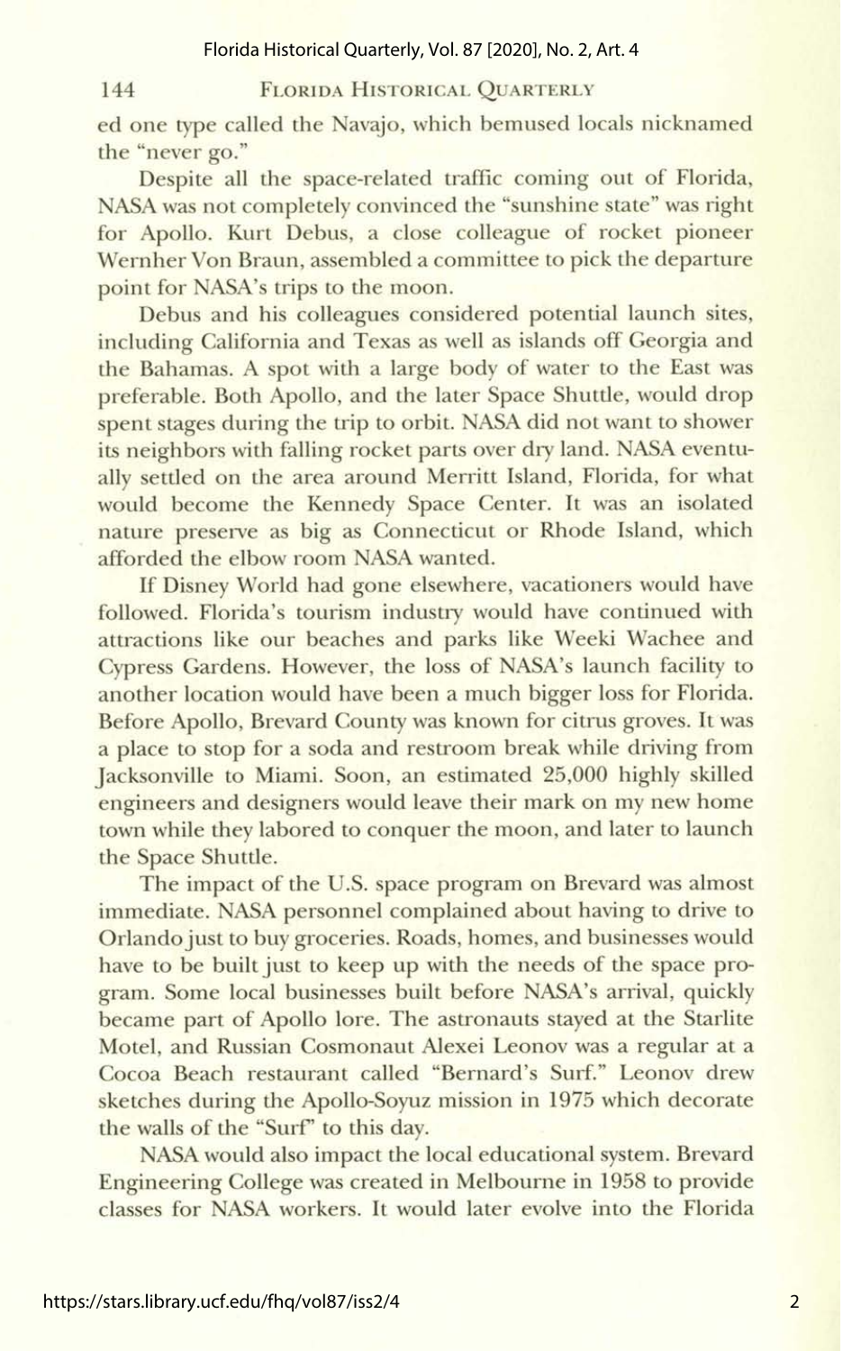ed one type called the Navajo, which bemused locals nicknamed the "never go."

Despite all the space-related traffic coming out of Florida, NASA was not completely convinced the "sunshine state" was right for Apollo. Kurt Debus, a close colleague of rocket pioneer Wernher Von Braun, assembled a committee to pick the departure point for NASA's trips to the moon.

Debus and his colleagues considered potential launch sites, including California and Texas as well as islands off Georgia and the Bahamas. A spot with a large body of water to the East was preferable. Both Apollo, and the later Space Shuttle, would drop spent stages during the trip to orbit. NASA did not want to shower its neighbors with falling rocket parts over dry land. NASA eventually settled on the area around Merritt Island, Florida, for what would become the Kennedy Space Center. It was an isolated nature preserve as big as Connecticut or Rhode Island, which afforded the elbow room NASA wanted.

If Disney World had gone elsewhere, vacationers would have followed. Florida's tourism industry would have continued with attractions like our beaches and parks like Weeki Wachee and Cypress Gardens. However, the loss of NASA's launch facility to another location would have been a much bigger loss for Florida. Before Apollo, Brevard County was known for citrus groves. It was a place to stop for a soda and restroom break while driving from Jacksonville to Miami. Soon, an estimated 25,000 highly skilled engineers and designers would leave their mark on my new home town while they labored to conquer the moon, and later to launch the Space Shuttle.

The impact of the U.S. space program on Brevard was almost immediate. NASA personnel complained about having to drive to Orlando just to buy groceries. Roads, homes, and businesses would have to be built just to keep up with the needs of the space program. Some local businesses built before NASA's arrival, quickly became part of Apollo lore. The astronauts stayed at the Starlite Motel, and Russian Cosmonaut Alexei Leonov was a regular at a Cocoa Beach restaurant called "Bernard's Surf." Leonov drew sketches during the Apollo-Soyuz mission in 1975 which decorate the walls of the "Surf" to this day.

NASA would also impact the local educational system. Brevard Engineering College was created in Melbourne in 1958 to provide classes for NASA workers. It would later evolve into the Florida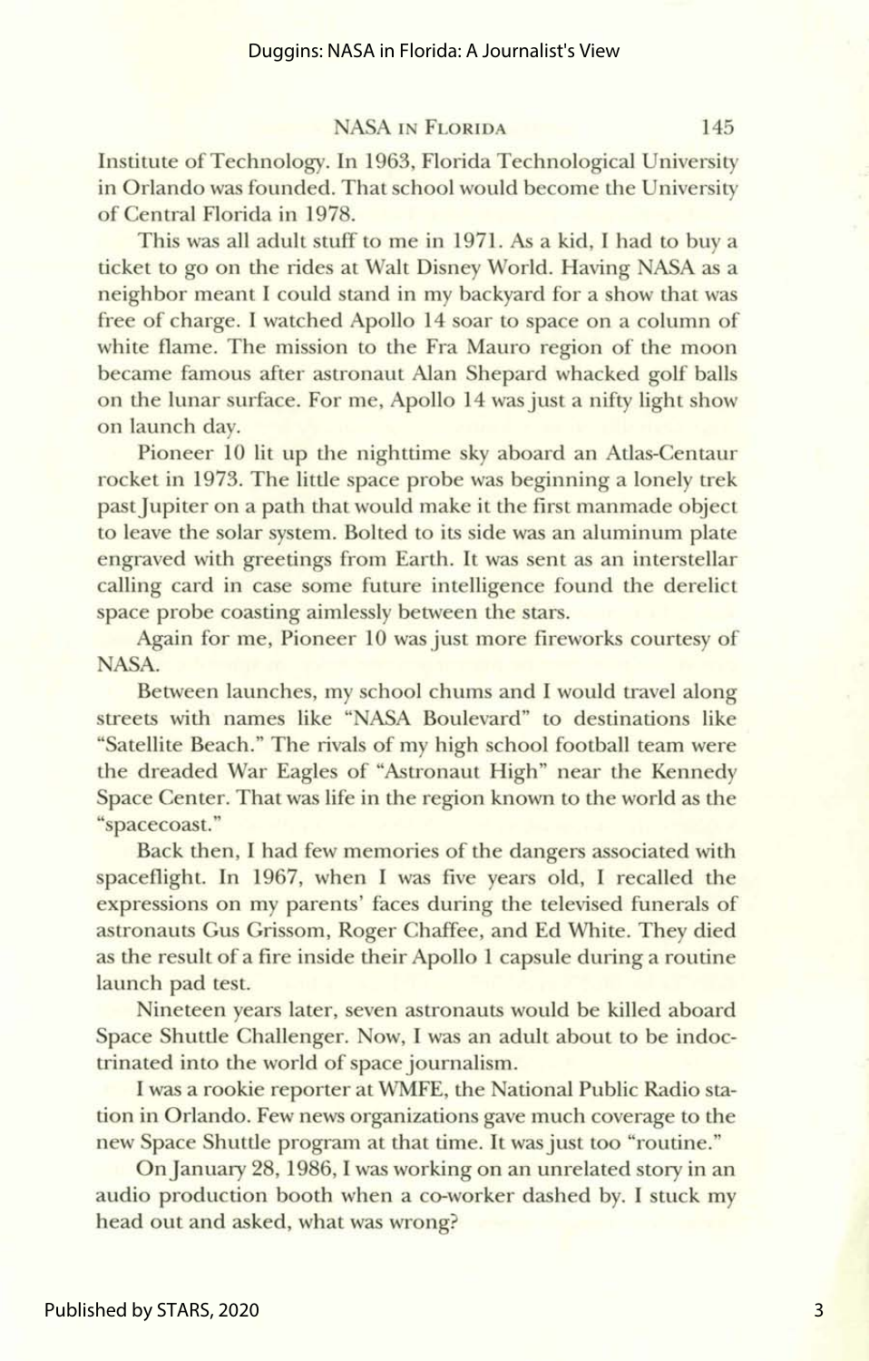Institute of Technology. In 1963, Florida Technological University in Orlando was founded. That school would become the University of Central Florida in 1978.

This was all adult stuff to me in 1971. As a kid, I had to buy a ticket to go on the rides at Walt Disney World. Having NASA as a neighbor meant I could stand in my backyard for a show that was free of charge. I watched Apollo 14 soar to space on a column of white flame. The mission to the Fra Mauro region of the moon became famous after astronaut Alan Shepard whacked golf balls on the lunar surface. For me, Apollo 14 was just a nifty light show on launch day.

Pioneer 10 lit up the nighttime sky aboard an Atlas-Centaur rocket in 1973. The little space probe was beginning a lonely trek past Jupiter on a path that would make it the first manmade object to leave the solar system. Bolted to its side was an aluminum plate engraved with greetings from Earth. It was sent as an interstellar calling card in case some future intelligence found the derelict space probe coasting aimlessly between the stars.

Again for me, Pioneer 10 was just more fireworks courtesy of NASA.

Between launches, my school chums and I would travel along streets with names like "NASA Boulevard" to destinations like "Satellite Beach." The rivals of my high school football team were the dreaded War Eagles of "Astronaut High" near the Kennedy Space Center. That was life in the region known to the world as the "spacecoast."

Back then, I had few memories of the dangers associated with spaceflight. In 1967, when I was five years old, I recalled the expressions on my parents' faces during the televised funerals of astronauts Gus Grissom, Roger Chaffee, and Ed White. They died as the result of a fire inside their Apollo 1 capsule during a routine launch pad test.

Nineteen years later, seven astronauts would be killed aboard Space Shuttle Challenger. Now, I was an adult about to be indoctrinated into the world of space journalism.

I was a rookie reporter at WMFE, the National Public Radio station in Orlando. Few news organizations gave much coverage to the new Space Shuttle program at that time. It was just too "routine."

On January 28, 1986, I was working on an unrelated story in an audio production booth when a co-worker dashed by. I stuck my head out and asked, what was wrong?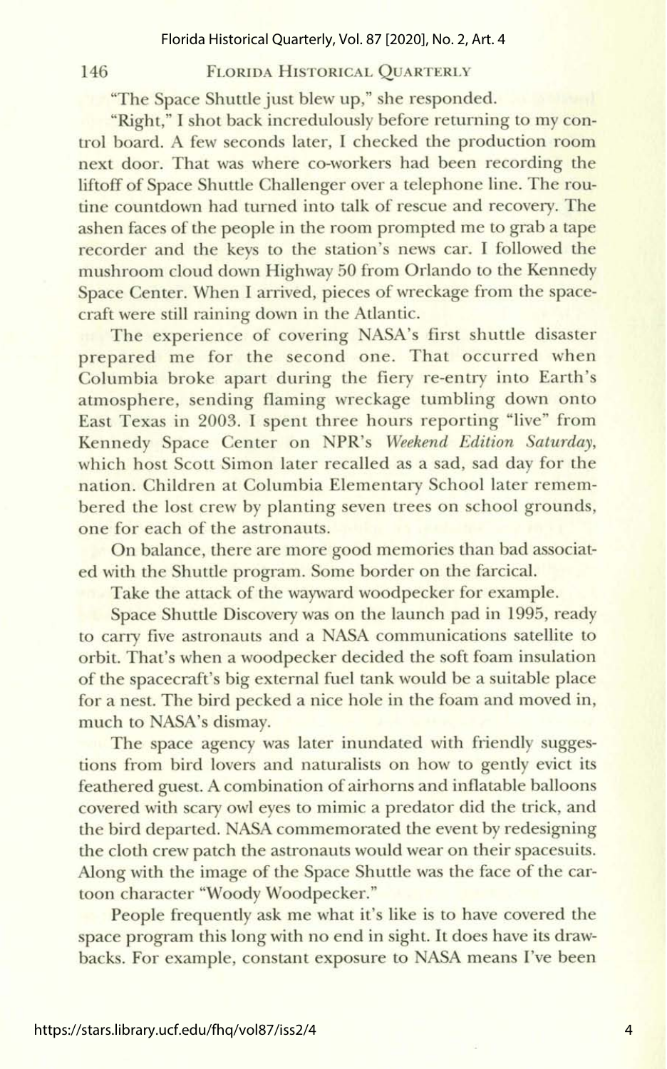"The Space Shuttle just blew up," she responded.

"Right," I shot back incredulously before returning to my control board. A few seconds later, I checked the production room next door. That was where co-workers had been recording the liftoff of Space Shuttle Challenger over a telephone line. The routine countdown had turned into talk of rescue and recovery. The ashen faces of the people in the room prompted me to grab a tape recorder and the keys to the station's news car. I followed the mushroom cloud down Highway 50 from Orlando to the Kennedy Space Center. When I arrived, pieces of wreckage from the spacecraft were still raining down in the Atlantic.

The experience of covering NASA's first shuttle disaster prepared me for the second one. That occurred when Columbia broke apart during the fiery re-entry into Earth's atmosphere, sending flaming wreckage tumbling down onto East Texas in 2003. I spent three hours reporting "live" from Kennedy Space Center on NPR's *Weekend Edition Saturday*, which host Scott Simon later recalled as a sad, sad day for the nation. Children at Columbia Elementary School later remembered the lost crew by planting seven trees on school grounds, one for each of the astronauts.

On balance, there are more good memories than bad associated with the Shuttle program. Some border on the farcical.

Take the attack of the wayward woodpecker for example.

Space Shuttle Discovery was on the launch pad in 1995, ready to carry five astronauts and a NASA communications satellite to orbit. That's when a woodpecker decided the soft foam insulation of the spacecraft's big external fuel tank would be a suitable place for a nest. The bird pecked a nice hole in the foam and moved in, much to NASA's dismay.

The space agency was later inundated with friendly suggestions from bird lovers and naturalists on how to gently evict its feathered guest. A combination of airhorns and inflatable balloons covered with scary owl eyes to mimic a predator did the trick, and the bird departed. NASA commemorated the event by redesigning the cloth crew patch the astronauts would wear on their spacesuits. Along with the image of the Space Shuttle was the face of the cartoon character "Woody Woodpecker."

People frequently ask me what it's like is to have covered the space program this long with no end in sight. It does have its drawbacks. For example, constant exposure to NASA means I've been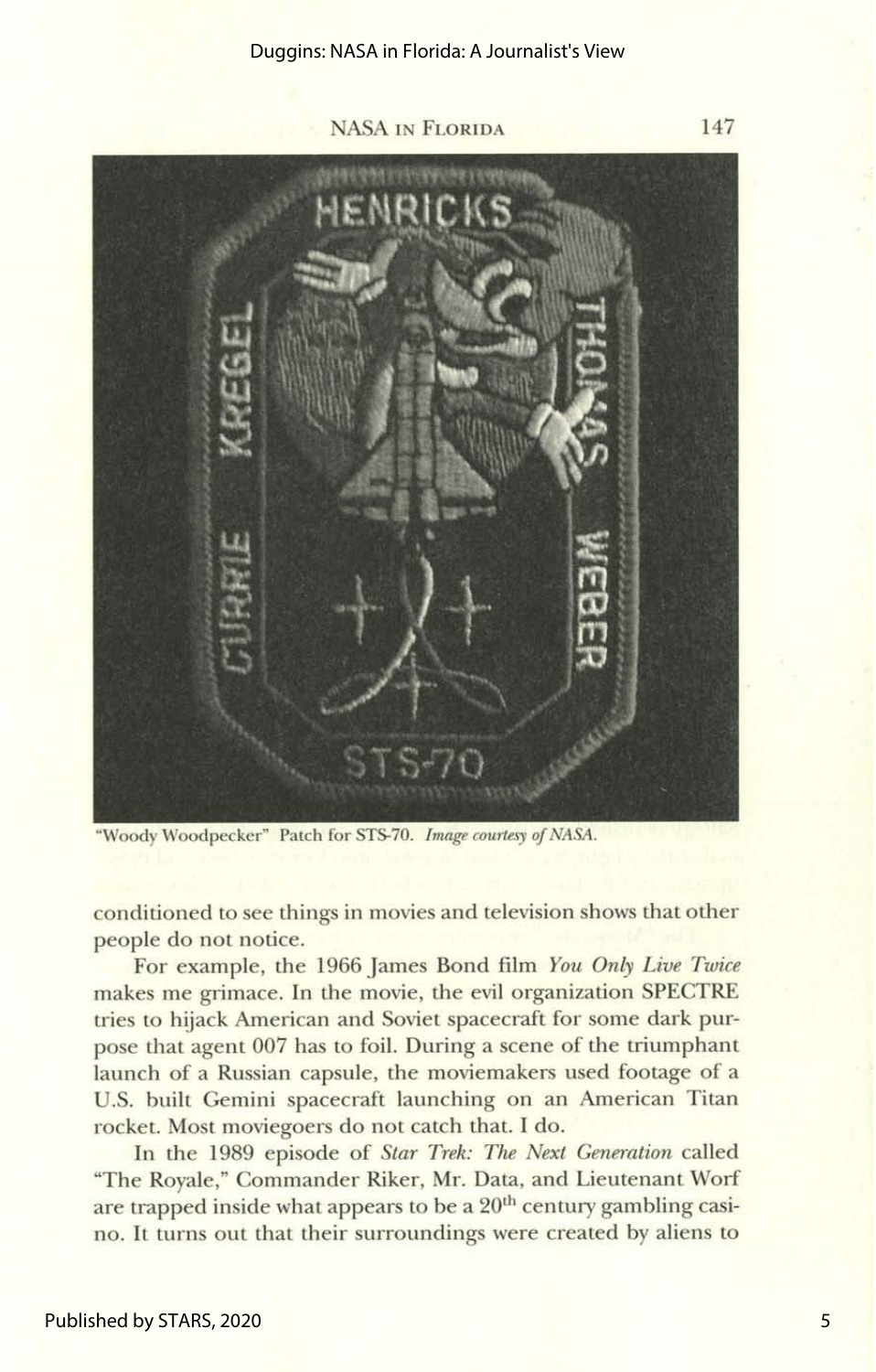"Woody Woodpecker" Patch for STS-70. *Image courtesy of NASA.*

conditioned to see things in movies and television shows that other people do not notice.

For example, the 1966 James Bond film *You Only Live Twice* makes me grimace. In the movie, the evil organization SPECTRE tries to hijack American and Soviet spacecraft for some dark purpose that agent 007 has to foil. During a scene of the triumphant launch of a Russian capsule, the moviemakers used footage of a U.S. built Gemini spacecraft launching on an American Titan rocket. Most moviegoers do not catch that. I do.

In the 1989 episode of *Star Trek: The Next Generation* called "The Royale," Commander Riker, Mr. Data, and Lieutenant Worf are trapped inside what appears to be a 20th century gambling casino. It turns out that their surroundings were created by aliens to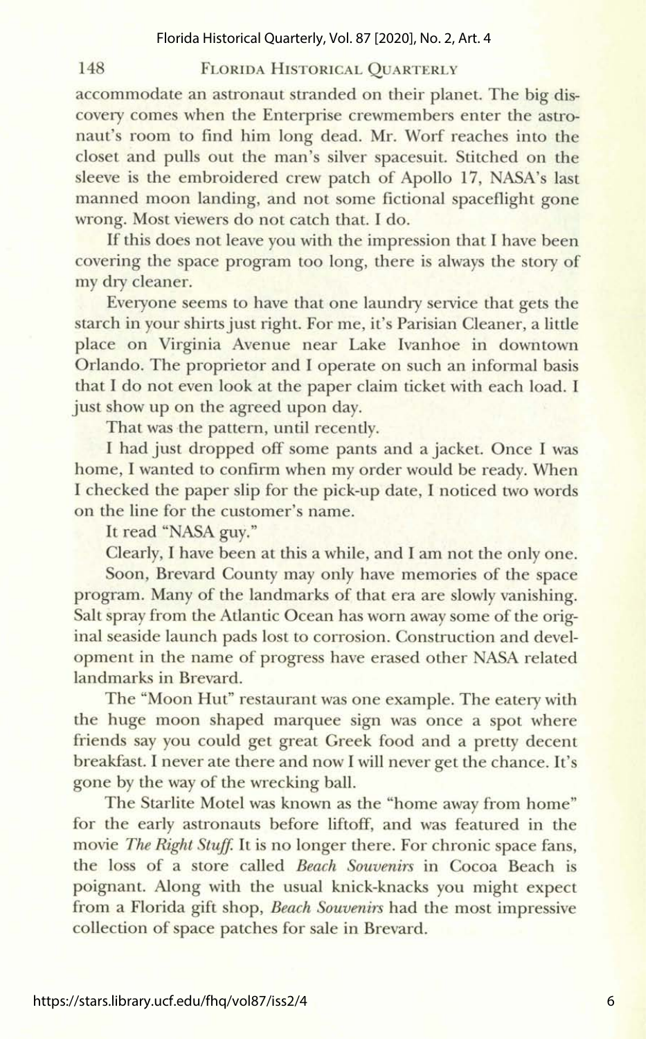accommodate an astronaut stranded on their planet. The big discovery comes when the Enterprise crewmembers enter the astronaut's room to find him long dead. Mr. Worf reaches into the closet and pulls out the man's silver spacesuit. Stitched on the sleeve is the embroidered crew patch of Apollo 17, NASA's last manned moon landing, and not some fictional spaceflight gone wrong. Most viewers do not catch that. I do.

If this does not leave you with the impression that I have been covering the space program too long, there is always the story of my dry cleaner.

Everyone seems to have that one laundry service that gets the starch in your shirts just right. For me, it's Parisian Cleaner, a little place on Virginia Avenue near Lake Ivanhoe in downtown Orlando. The proprietor and I operate on such an informal basis that I do not even look at the paper claim ticket with each load. I just show up on the agreed upon day.

That was the pattern, until recently.

I had just dropped off some pants and a jacket. Once I was home, I wanted to confirm when my order would be ready. When I checked the paper slip for the pick-up date, I noticed two words on the line for the customer's name.

It read "NASA guy."

Clearly, I have been at this a while, and I am not the only one.

Soon, Brevard County may only have memories of the space program. Many of the landmarks of that era are slowly vanishing. Salt spray from the Atlantic Ocean has worn away some of the original seaside launch pads lost to corrosion. Construction and development in the name of progress have erased other NASA related landmarks in Brevard.

The "Moon Hut" restaurant was one example. The eatery with the huge moon shaped marquee sign was once a spot where friends say you could get great Greek food and a pretty decent breakfast. I never ate there and now I will never get the chance. It's gone by the way of the wrecking ball.

The Starlite Motel was known as the "home away from home" for the early astronauts before liftoff, and was featured in the movie *The Right Stuff*. It is no longer there. For chronic space fans, the loss of a store called *Beach Souvenirs* in Cocoa Beach is poignant. Along with the usual knick-knacks you might expect from a Florida gift shop, *Beach Souvenirs* had the most impressive collection of space patches for sale in Brevard.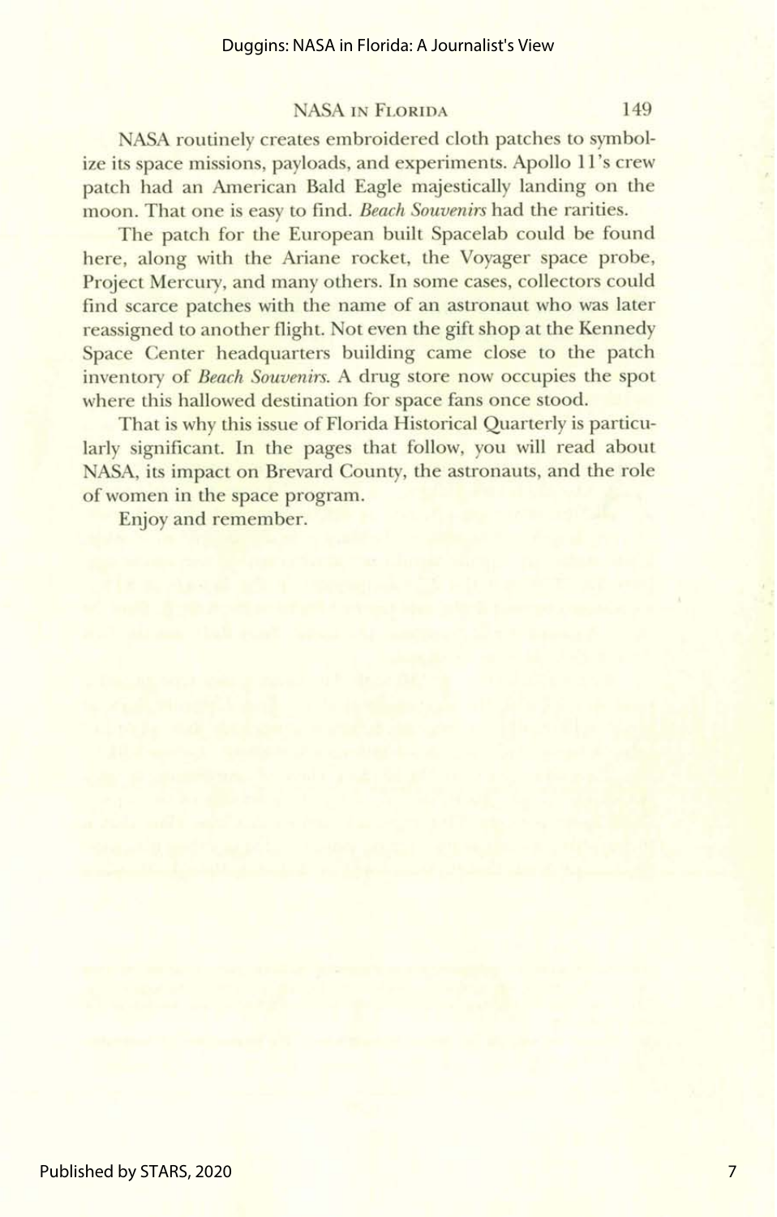NASA routinely creates embroidered cloth patches to symbolize its space missions, payloads, and experiments. Apollo 11's crew patch had an American Bald Eagle majestically landing on the moon. That one is easy to find. *Beach Souvenirs* had the rarities.

The patch for the European built Spacelab could be found here, along with the Ariane rocket, the Voyager space probe, Project Mercury, and many others. In some cases, collectors could find scarce patches with the name of an astronaut who was later reassigned to another flight. Not even the gift shop at the Kennedy Space Center headquarters building came close to the patch inventory of *Beach Souvenirs*. A drug store now occupies the spot where this hallowed destination for space fans once stood.

That is why this issue of Florida Historical Quarterly is particularly significant. In the pages that follow, you will read about NASA, its impact on Brevard County, the astronauts, and the role of women in the space program.

Enjoy and remember.